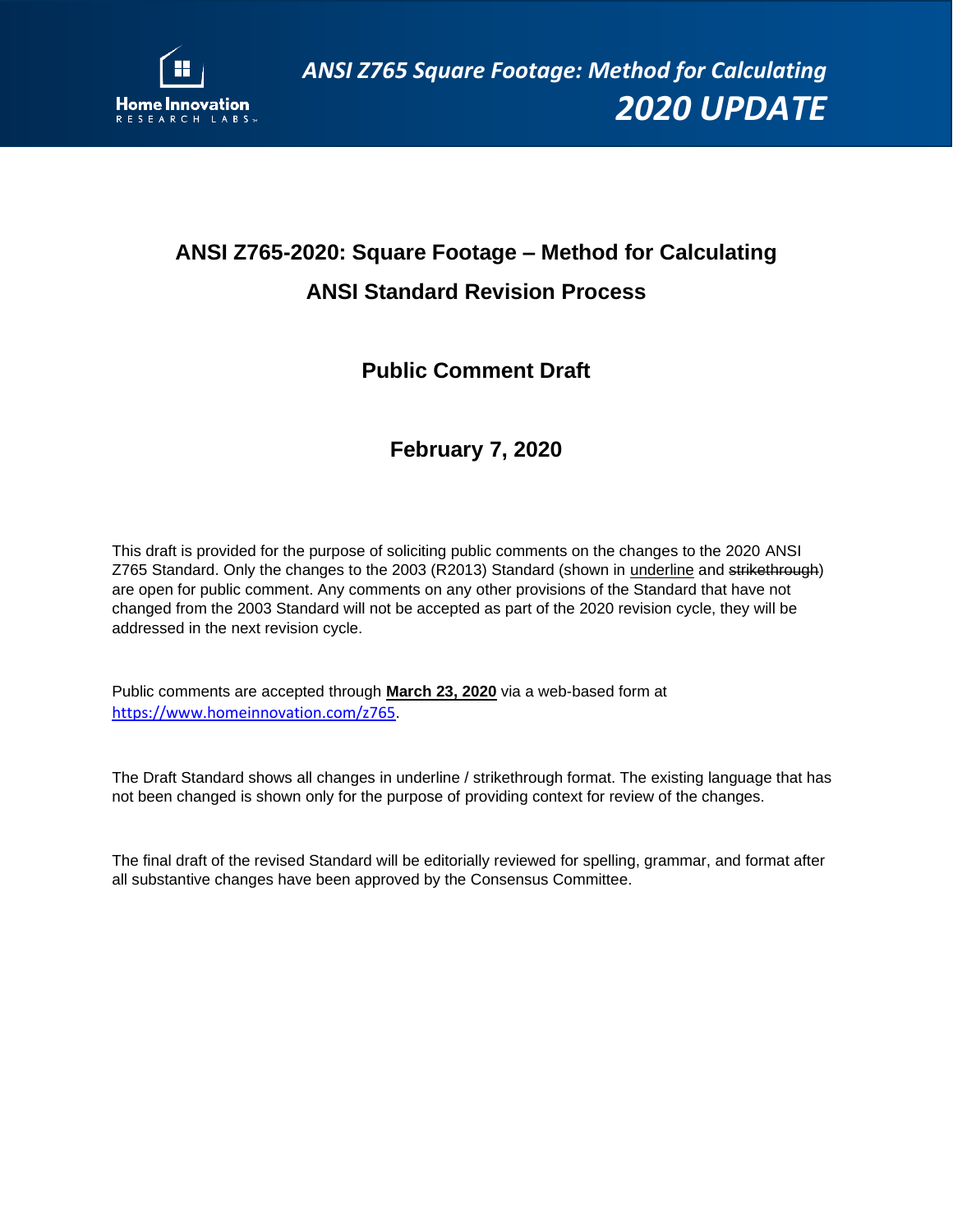Home Innovation RESEARCH LABS

*ANSI Z765 Square Footage: Method for Calculating*

***2020 UPDATE***

# ANSI Z765-2020: Square Footage – Method for Calculating

## ANSI Standard Revision Process

## Public Comment Draft

## February 7, 2020

This draft is provided for the purpose of soliciting public comments on the changes to the 2020 ANSI Z765 Standard. Only the changes to the 2003 (R2013) Standard (shown in <u>underline</u> and ~~strikethrough~~) are open for public comment. Any comments on any other provisions of the Standard that have not changed from the 2003 Standard will not be accepted as part of the 2020 revision cycle, they will be addressed in the next revision cycle.

Public comments are accepted through **<u>March 23, 2020</u>** via a web-based form at https://www.homeinnovation.com/z765.

The Draft Standard shows all changes in underline / strikethrough format. The existing language that has not been changed is shown only for the purpose of providing context for review of the changes.

The final draft of the revised Standard will be editorially reviewed for spelling, grammar, and format after all substantive changes have been approved by the Consensus Committee.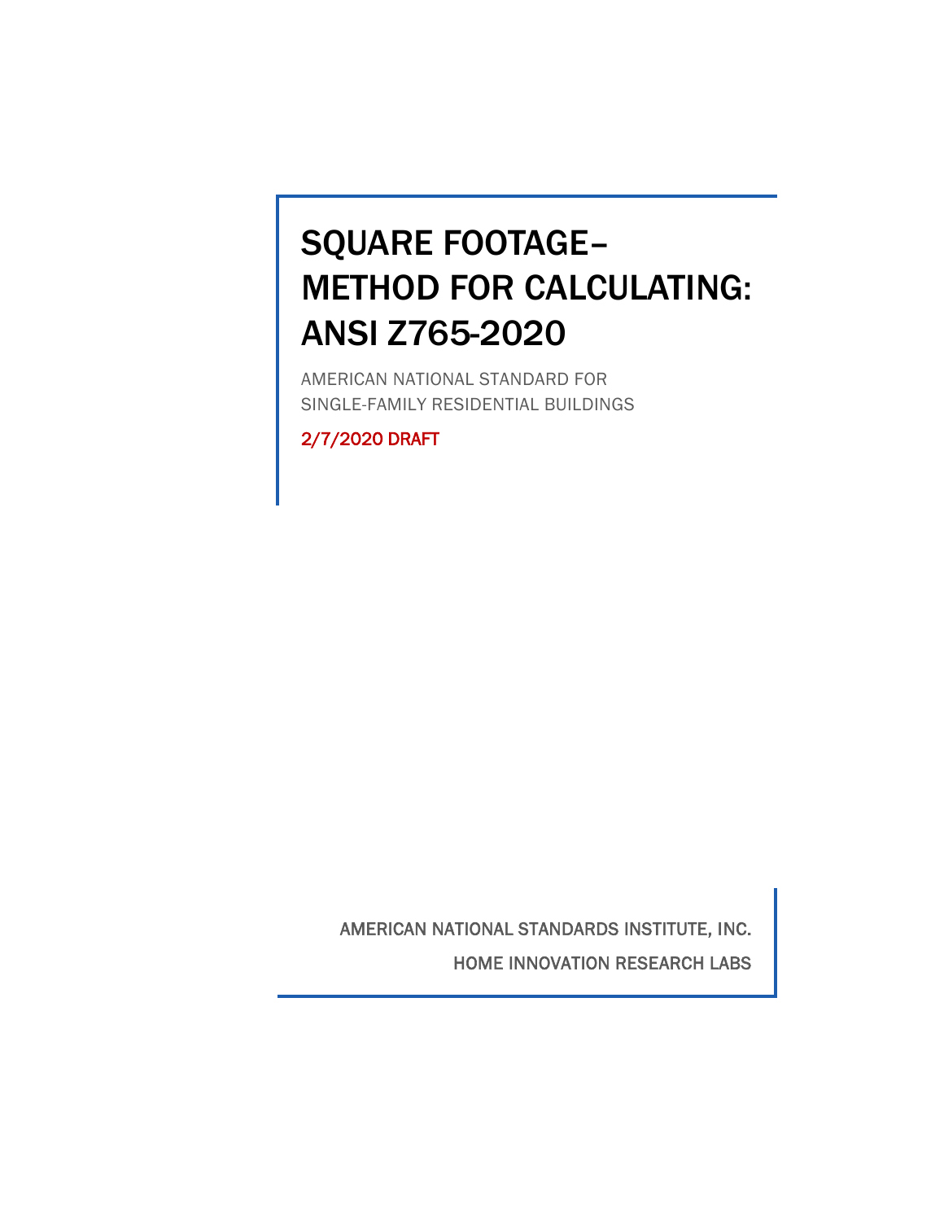# SQUARE FOOTAGE–METHOD FOR CALCULATING: ANSI Z765-2020

AMERICAN NATIONAL STANDARD FOR SINGLE-FAMILY RESIDENTIAL BUILDINGS

2/7/2020 DRAFT

AMERICAN NATIONAL STANDARDS INSTITUTE, INC.

HOME INNOVATION RESEARCH LABS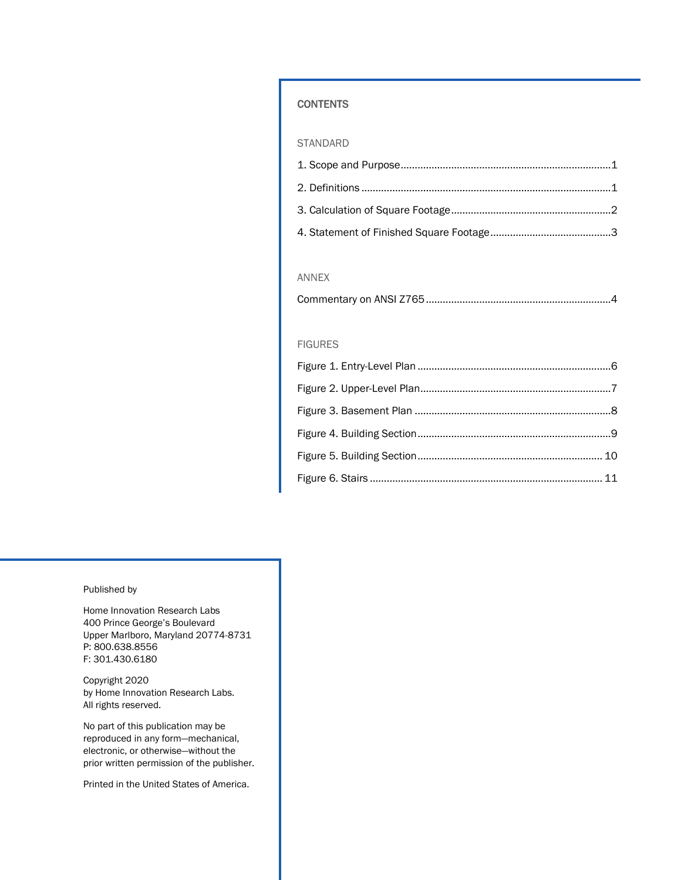## CONTENTS

### STANDARD

1. Scope and Purpose .......... 1
2. Definitions .......... 1
3. Calculation of Square Footage .......... 2
4. Statement of Finished Square Footage .......... 3

### ANNEX

Commentary on ANSI Z765 .......... 4

### FIGURES

Figure 1. Entry-Level Plan .......... 6

Figure 2. Upper-Level Plan .......... 7

Figure 3. Basement Plan .......... 8

Figure 4. Building Section .......... 9

Figure 5. Building Section .......... 10

Figure 6. Stairs .......... 11

Published by

Home Innovation Research Labs
400 Prince George's Boulevard
Upper Marlboro, Maryland 20774-8731
P: 800.638.8556
F: 301.430.6180

Copyright 2020
by Home Innovation Research Labs.
All rights reserved.

No part of this publication may be reproduced in any form—mechanical, electronic, or otherwise—without the prior written permission of the publisher.

Printed in the United States of America.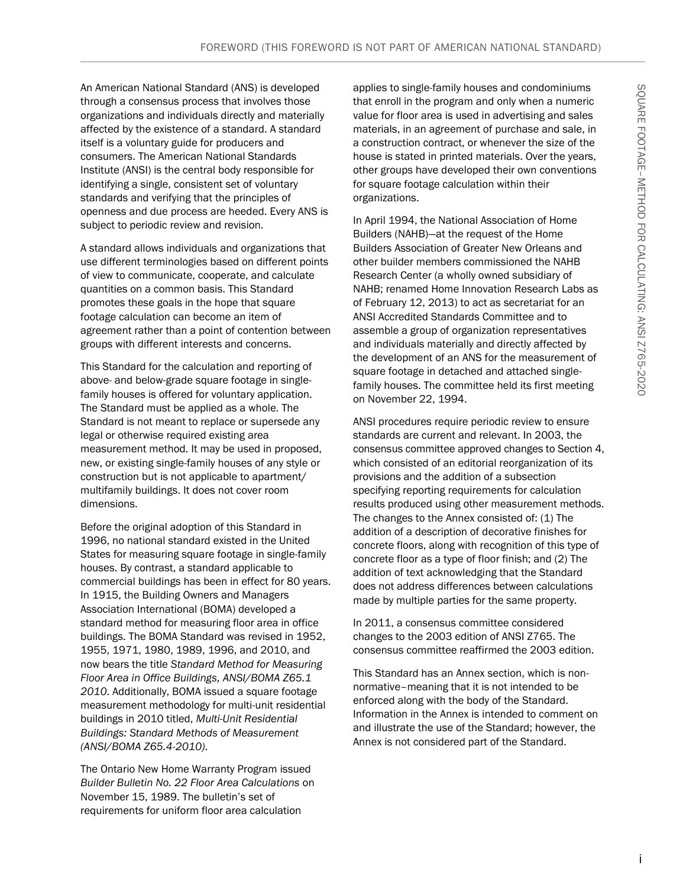# FOREWORD (THIS FOREWORD IS NOT PART OF AMERICAN NATIONAL STANDARD)

An American National Standard (ANS) is developed through a consensus process that involves those organizations and individuals directly and materially affected by the existence of a standard. A standard itself is a voluntary guide for producers and consumers. The American National Standards Institute (ANSI) is the central body responsible for identifying a single, consistent set of voluntary standards and verifying that the principles of openness and due process are heeded. Every ANS is subject to periodic review and revision.

A standard allows individuals and organizations that use different terminologies based on different points of view to communicate, cooperate, and calculate quantities on a common basis. This Standard promotes these goals in the hope that square footage calculation can become an item of agreement rather than a point of contention between groups with different interests and concerns.

This Standard for the calculation and reporting of above- and below-grade square footage in single-family houses is offered for voluntary application. The Standard must be applied as a whole. The Standard is not meant to replace or supersede any legal or otherwise required existing area measurement method. It may be used in proposed, new, or existing single-family houses of any style or construction but is not applicable to apartment/multifamily buildings. It does not cover room dimensions.

Before the original adoption of this Standard in 1996, no national standard existed in the United States for measuring square footage in single-family houses. By contrast, a standard applicable to commercial buildings has been in effect for 80 years. In 1915, the Building Owners and Managers Association International (BOMA) developed a standard method for measuring floor area in office buildings. The BOMA Standard was revised in 1952, 1955, 1971, 1980, 1989, 1996, and 2010, and now bears the title *Standard Method for Measuring Floor Area in Office Buildings, ANSI/BOMA Z65.1 2010*. Additionally, BOMA issued a square footage measurement methodology for multi-unit residential buildings in 2010 titled, *Multi-Unit Residential Buildings: Standard Methods of Measurement (ANSI/BOMA Z65.4-2010)*.

The Ontario New Home Warranty Program issued *Builder Bulletin No. 22 Floor Area Calculations* on November 15, 1989. The bulletin's set of requirements for uniform floor area calculation applies to single-family houses and condominiums that enroll in the program and only when a numeric value for floor area is used in advertising and sales materials, in an agreement of purchase and sale, in a construction contract, or whenever the size of the house is stated in printed materials. Over the years, other groups have developed their own conventions for square footage calculation within their organizations.

In April 1994, the National Association of Home Builders (NAHB)—at the request of the Home Builders Association of Greater New Orleans and other builder members commissioned the NAHB Research Center (a wholly owned subsidiary of NAHB; renamed Home Innovation Research Labs as of February 12, 2013) to act as secretariat for an ANSI Accredited Standards Committee and to assemble a group of organization representatives and individuals materially and directly affected by the development of an ANS for the measurement of square footage in detached and attached single-family houses. The committee held its first meeting on November 22, 1994.

ANSI procedures require periodic review to ensure standards are current and relevant. In 2003, the consensus committee approved changes to Section 4, which consisted of an editorial reorganization of its provisions and the addition of a subsection specifying reporting requirements for calculation results produced using other measurement methods. The changes to the Annex consisted of: (1) The addition of a description of decorative finishes for concrete floors, along with recognition of this type of concrete floor as a type of floor finish; and (2) The addition of text acknowledging that the Standard does not address differences between calculations made by multiple parties for the same property.

In 2011, a consensus committee considered changes to the 2003 edition of ANSI Z765. The consensus committee reaffirmed the 2003 edition.

This Standard has an Annex section, which is non-normative–meaning that it is not intended to be enforced along with the body of the Standard. Information in the Annex is intended to comment on and illustrate the use of the Standard; however, the Annex is not considered part of the Standard.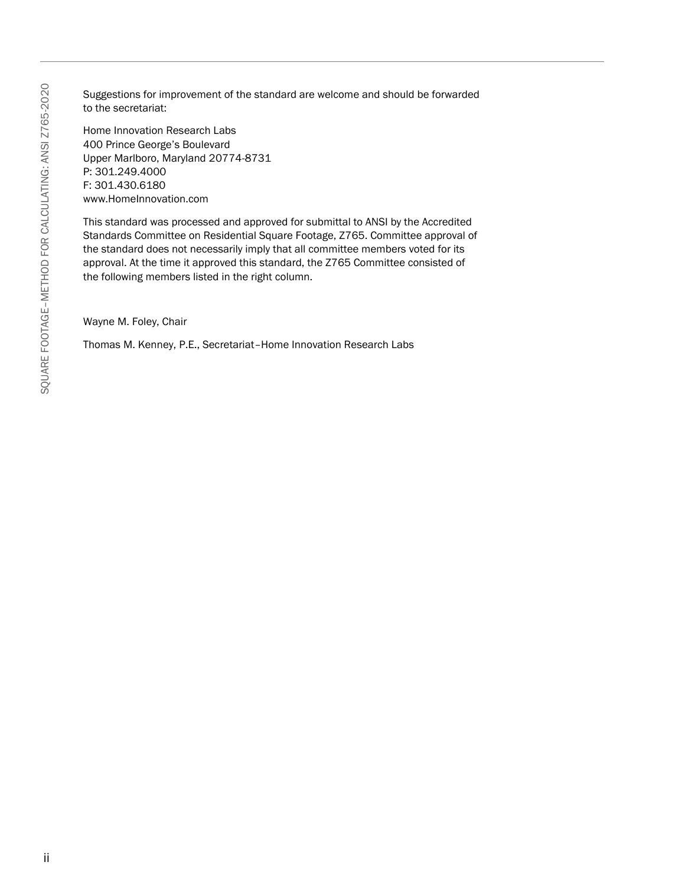Suggestions for improvement of the standard are welcome and should be forwarded to the secretariat:

Home Innovation Research Labs
400 Prince George's Boulevard
Upper Marlboro, Maryland 20774-8731
P: 301.249.4000
F: 301.430.6180
www.HomeInnovation.com

This standard was processed and approved for submittal to ANSI by the Accredited Standards Committee on Residential Square Footage, Z765. Committee approval of the standard does not necessarily imply that all committee members voted for its approval. At the time it approved this standard, the Z765 Committee consisted of the following members listed in the right column.

Wayne M. Foley, Chair

Thomas M. Kenney, P.E., Secretariat–Home Innovation Research Labs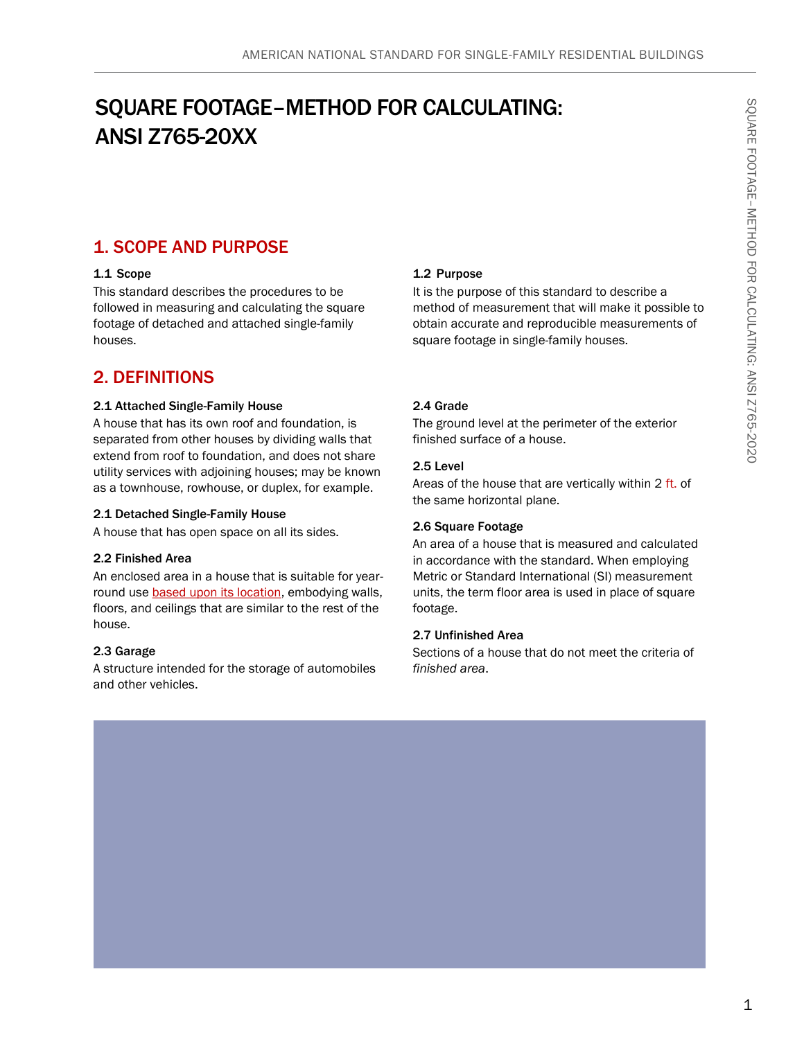# SQUARE FOOTAGE–METHOD FOR CALCULATING: ANSI Z765-20XX

## 1. SCOPE AND PURPOSE

### 1.1 Scope

This standard describes the procedures to be followed in measuring and calculating the square footage of detached and attached single-family houses.

### 1.2 Purpose

It is the purpose of this standard to describe a method of measurement that will make it possible to obtain accurate and reproducible measurements of square footage in single-family houses.

## 2. DEFINITIONS

### 2.1 Attached Single-Family House

A house that has its own roof and foundation, is separated from other houses by dividing walls that extend from roof to foundation, and does not share utility services with adjoining houses; may be known as a townhouse, rowhouse, or duplex, for example.

### 2.1 Detached Single-Family House

A house that has open space on all its sides.

### 2.2 Finished Area

An enclosed area in a house that is suitable for year-round use based upon its location, embodying walls, floors, and ceilings that are similar to the rest of the house.

### 2.3 Garage

A structure intended for the storage of automobiles and other vehicles.

### 2.4 Grade

The ground level at the perimeter of the exterior finished surface of a house.

### 2.5 Level

Areas of the house that are vertically within 2 ft. of the same horizontal plane.

### 2.6 Square Footage

An area of a house that is measured and calculated in accordance with the standard. When employing Metric or Standard International (SI) measurement units, the term floor area is used in place of square footage.

### 2.7 Unfinished Area

Sections of a house that do not meet the criteria of *finished area*.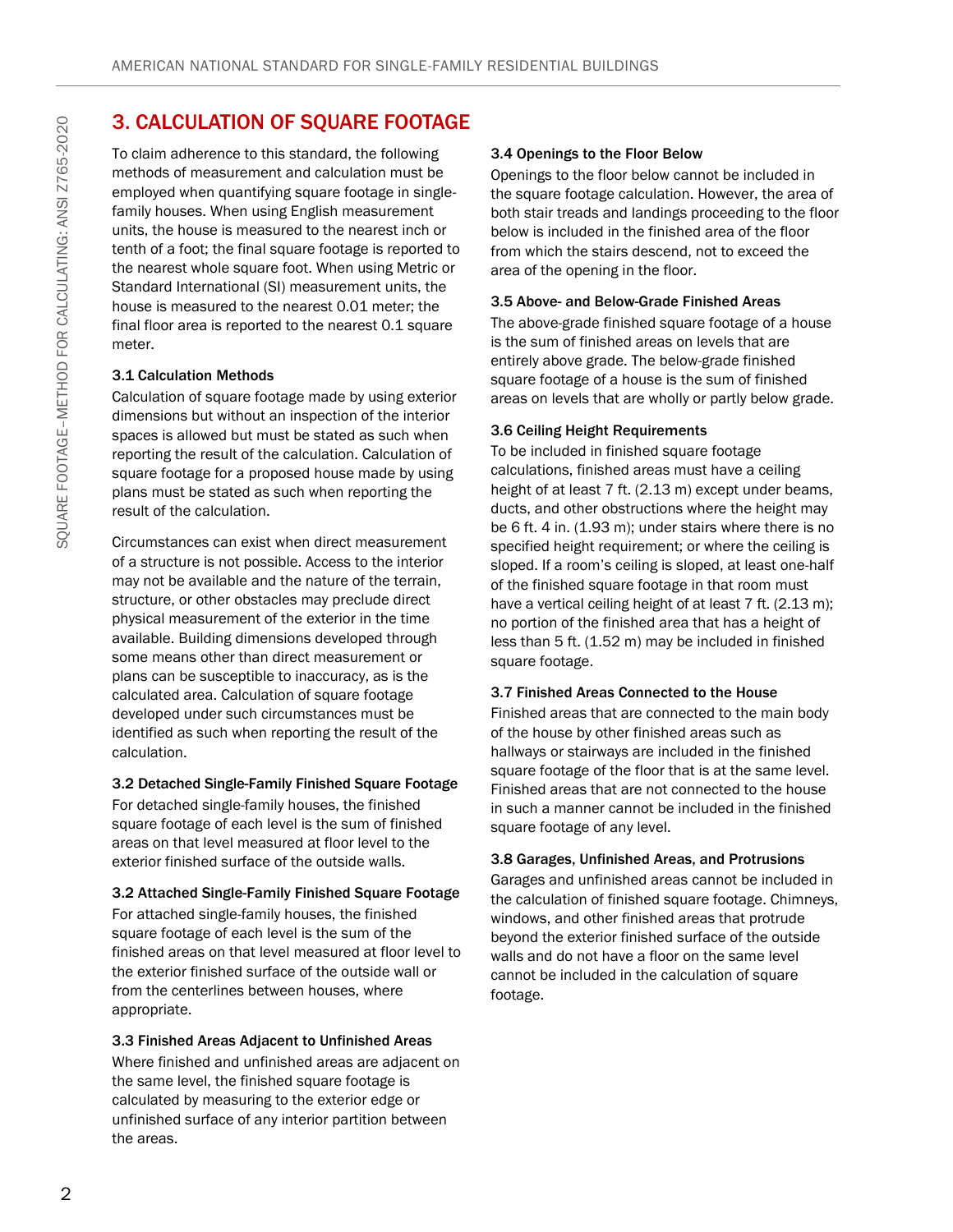## 3. CALCULATION OF SQUARE FOOTAGE

To claim adherence to this standard, the following methods of measurement and calculation must be employed when quantifying square footage in single-family houses. When using English measurement units, the house is measured to the nearest inch or tenth of a foot; the final square footage is reported to the nearest whole square foot. When using Metric or Standard International (SI) measurement units, the house is measured to the nearest 0.01 meter; the final floor area is reported to the nearest 0.1 square meter.

### 3.1 Calculation Methods

Calculation of square footage made by using exterior dimensions but without an inspection of the interior spaces is allowed but must be stated as such when reporting the result of the calculation. Calculation of square footage for a proposed house made by using plans must be stated as such when reporting the result of the calculation.

Circumstances can exist when direct measurement of a structure is not possible. Access to the interior may not be available and the nature of the terrain, structure, or other obstacles may preclude direct physical measurement of the exterior in the time available. Building dimensions developed through some means other than direct measurement or plans can be susceptible to inaccuracy, as is the calculated area. Calculation of square footage developed under such circumstances must be identified as such when reporting the result of the calculation.

### 3.2 Detached Single-Family Finished Square Footage

For detached single-family houses, the finished square footage of each level is the sum of finished areas on that level measured at floor level to the exterior finished surface of the outside walls.

### 3.2 Attached Single-Family Finished Square Footage

For attached single-family houses, the finished square footage of each level is the sum of the finished areas on that level measured at floor level to the exterior finished surface of the outside wall or from the centerlines between houses, where appropriate.

### 3.3 Finished Areas Adjacent to Unfinished Areas

Where finished and unfinished areas are adjacent on the same level, the finished square footage is calculated by measuring to the exterior edge or unfinished surface of any interior partition between the areas.

### 3.4 Openings to the Floor Below

Openings to the floor below cannot be included in the square footage calculation. However, the area of both stair treads and landings proceeding to the floor below is included in the finished area of the floor from which the stairs descend, not to exceed the area of the opening in the floor.

### 3.5 Above- and Below-Grade Finished Areas

The above-grade finished square footage of a house is the sum of finished areas on levels that are entirely above grade. The below-grade finished square footage of a house is the sum of finished areas on levels that are wholly or partly below grade.

### 3.6 Ceiling Height Requirements

To be included in finished square footage calculations, finished areas must have a ceiling height of at least 7 ft. (2.13 m) except under beams, ducts, and other obstructions where the height may be 6 ft. 4 in. (1.93 m); under stairs where there is no specified height requirement; or where the ceiling is sloped. If a room's ceiling is sloped, at least one-half of the finished square footage in that room must have a vertical ceiling height of at least 7 ft. (2.13 m); no portion of the finished area that has a height of less than 5 ft. (1.52 m) may be included in finished square footage.

### 3.7 Finished Areas Connected to the House

Finished areas that are connected to the main body of the house by other finished areas such as hallways or stairways are included in the finished square footage of the floor that is at the same level. Finished areas that are not connected to the house in such a manner cannot be included in the finished square footage of any level.

### 3.8 Garages, Unfinished Areas, and Protrusions

Garages and unfinished areas cannot be included in the calculation of finished square footage. Chimneys, windows, and other finished areas that protrude beyond the exterior finished surface of the outside walls and do not have a floor on the same level cannot be included in the calculation of square footage.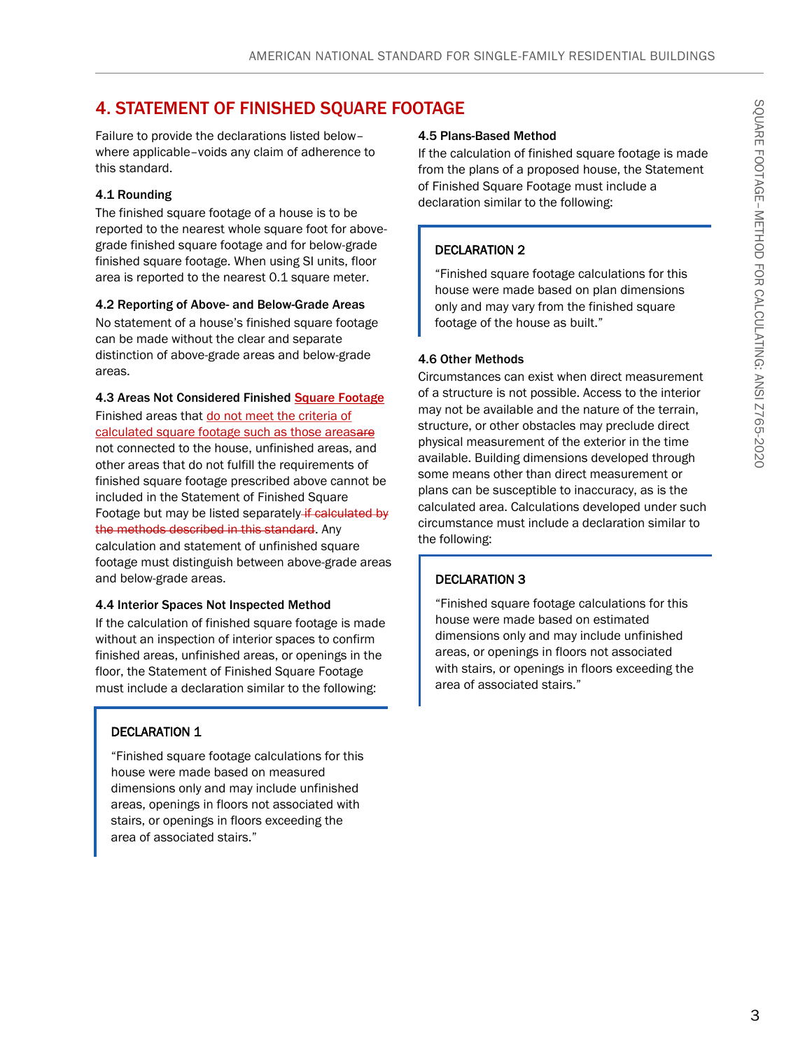## 4. STATEMENT OF FINISHED SQUARE FOOTAGE

Failure to provide the declarations listed below–where applicable–voids any claim of adherence to this standard.

### 4.1 Rounding

The finished square footage of a house is to be reported to the nearest whole square foot for above-grade finished square footage and for below-grade finished square footage. When using SI units, floor area is reported to the nearest 0.1 square meter.

### 4.2 Reporting of Above- and Below-Grade Areas

No statement of a house's finished square footage can be made without the clear and separate distinction of above-grade areas and below-grade areas.

### 4.3 Areas Not Considered Finished Square Footage

Finished areas that do not meet the criteria of calculated square footage such as those areas~~are~~ not connected to the house, unfinished areas, and other areas that do not fulfill the requirements of finished square footage prescribed above cannot be included in the Statement of Finished Square Footage but may be listed separately~~ if calculated by the methods described in this standard~~. Any calculation and statement of unfinished square footage must distinguish between above-grade areas and below-grade areas.

### 4.4 Interior Spaces Not Inspected Method

If the calculation of finished square footage is made without an inspection of interior spaces to confirm finished areas, unfinished areas, or openings in the floor, the Statement of Finished Square Footage must include a declaration similar to the following:

> **DECLARATION 1**
>
> "Finished square footage calculations for this house were made based on measured dimensions only and may include unfinished areas, openings in floors not associated with stairs, or openings in floors exceeding the area of associated stairs."

### 4.5 Plans-Based Method

If the calculation of finished square footage is made from the plans of a proposed house, the Statement of Finished Square Footage must include a declaration similar to the following:

> **DECLARATION 2**
>
> "Finished square footage calculations for this house were made based on plan dimensions only and may vary from the finished square footage of the house as built."

### 4.6 Other Methods

Circumstances can exist when direct measurement of a structure is not possible. Access to the interior may not be available and the nature of the terrain, structure, or other obstacles may preclude direct physical measurement of the exterior in the time available. Building dimensions developed through some means other than direct measurement or plans can be susceptible to inaccuracy, as is the calculated area. Calculations developed under such circumstance must include a declaration similar to the following:

> **DECLARATION 3**
>
> "Finished square footage calculations for this house were made based on estimated dimensions only and may include unfinished areas, or openings in floors not associated with stairs, or openings in floors exceeding the area of associated stairs."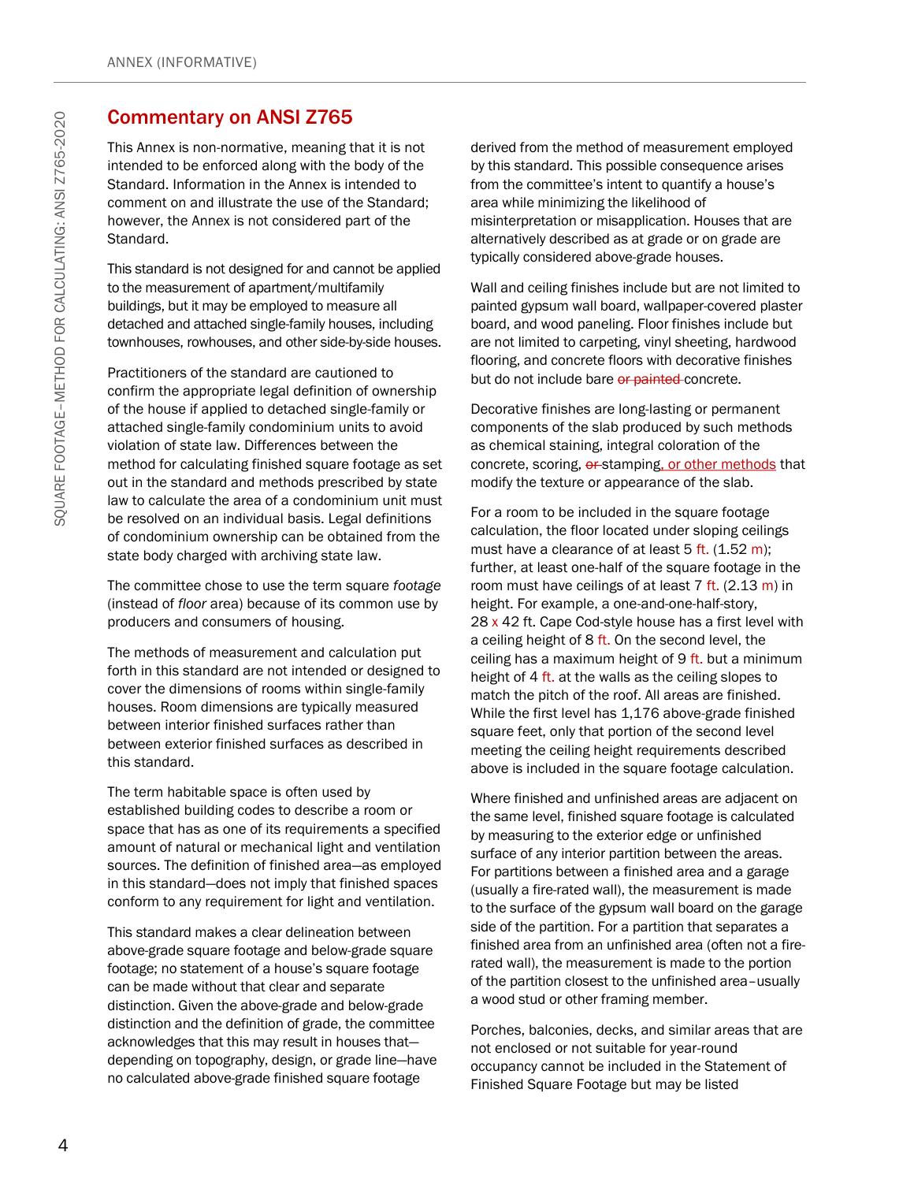## Commentary on ANSI Z765

This Annex is non-normative, meaning that it is not intended to be enforced along with the body of the Standard. Information in the Annex is intended to comment on and illustrate the use of the Standard; however, the Annex is not considered part of the Standard.

This standard is not designed for and cannot be applied to the measurement of apartment/multifamily buildings, but it may be employed to measure all detached and attached single-family houses, including townhouses, rowhouses, and other side-by-side houses.

Practitioners of the standard are cautioned to confirm the appropriate legal definition of ownership of the house if applied to detached single-family or attached single-family condominium units to avoid violation of state law. Differences between the method for calculating finished square footage as set out in the standard and methods prescribed by state law to calculate the area of a condominium unit must be resolved on an individual basis. Legal definitions of condominium ownership can be obtained from the state body charged with archiving state law.

The committee chose to use the term square *footage* (instead of *floor* area) because of its common use by producers and consumers of housing.

The methods of measurement and calculation put forth in this standard are not intended or designed to cover the dimensions of rooms within single-family houses. Room dimensions are typically measured between interior finished surfaces rather than between exterior finished surfaces as described in this standard.

The term habitable space is often used by established building codes to describe a room or space that has as one of its requirements a specified amount of natural or mechanical light and ventilation sources. The definition of finished area—as employed in this standard—does not imply that finished spaces conform to any requirement for light and ventilation.

This standard makes a clear delineation between above-grade square footage and below-grade square footage; no statement of a house's square footage can be made without that clear and separate distinction. Given the above-grade and below-grade distinction and the definition of grade, the committee acknowledges that this may result in houses that—depending on topography, design, or grade line—have no calculated above-grade finished square footage derived from the method of measurement employed by this standard. This possible consequence arises from the committee's intent to quantify a house's area while minimizing the likelihood of misinterpretation or misapplication. Houses that are alternatively described as at grade or on grade are typically considered above-grade houses.

Wall and ceiling finishes include but are not limited to painted gypsum wall board, wallpaper-covered plaster board, and wood paneling. Floor finishes include but are not limited to carpeting, vinyl sheeting, hardwood flooring, and concrete floors with decorative finishes but do not include bare ~~or painted~~ concrete.

Decorative finishes are long-lasting or permanent components of the slab produced by such methods as chemical staining, integral coloration of the concrete, scoring, ~~or~~ stamping, or other methods that modify the texture or appearance of the slab.

For a room to be included in the square footage calculation, the floor located under sloping ceilings must have a clearance of at least 5 ft. (1.52 m); further, at least one-half of the square footage in the room must have ceilings of at least 7 ft. (2.13 m) in height. For example, a one-and-one-half-story, 28 x 42 ft. Cape Cod-style house has a first level with a ceiling height of 8 ft. On the second level, the ceiling has a maximum height of 9 ft. but a minimum height of 4 ft. at the walls as the ceiling slopes to match the pitch of the roof. All areas are finished. While the first level has 1,176 above-grade finished square feet, only that portion of the second level meeting the ceiling height requirements described above is included in the square footage calculation.

Where finished and unfinished areas are adjacent on the same level, finished square footage is calculated by measuring to the exterior edge or unfinished surface of any interior partition between the areas. For partitions between a finished area and a garage (usually a fire-rated wall), the measurement is made to the surface of the gypsum wall board on the garage side of the partition. For a partition that separates a finished area from an unfinished area (often not a fire-rated wall), the measurement is made to the portion of the partition closest to the unfinished area–usually a wood stud or other framing member.

Porches, balconies, decks, and similar areas that are not enclosed or not suitable for year-round occupancy cannot be included in the Statement of Finished Square Footage but may be listed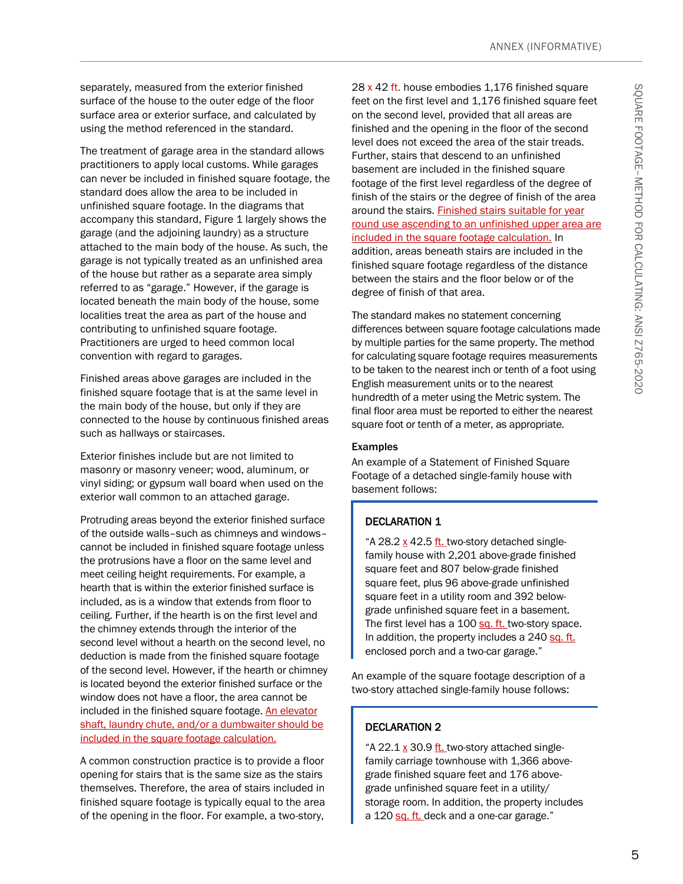separately, measured from the exterior finished surface of the house to the outer edge of the floor surface area or exterior surface, and calculated by using the method referenced in the standard.

The treatment of garage area in the standard allows practitioners to apply local customs. While garages can never be included in finished square footage, the standard does allow the area to be included in unfinished square footage. In the diagrams that accompany this standard, Figure 1 largely shows the garage (and the adjoining laundry) as a structure attached to the main body of the house. As such, the garage is not typically treated as an unfinished area of the house but rather as a separate area simply referred to as "garage." However, if the garage is located beneath the main body of the house, some localities treat the area as part of the house and contributing to unfinished square footage. Practitioners are urged to heed common local convention with regard to garages.

Finished areas above garages are included in the finished square footage that is at the same level in the main body of the house, but only if they are connected to the house by continuous finished areas such as hallways or staircases.

Exterior finishes include but are not limited to masonry or masonry veneer; wood, aluminum, or vinyl siding; or gypsum wall board when used on the exterior wall common to an attached garage.

Protruding areas beyond the exterior finished surface of the outside walls–such as chimneys and windows–cannot be included in finished square footage unless the protrusions have a floor on the same level and meet ceiling height requirements. For example, a hearth that is within the exterior finished surface is included, as is a window that extends from floor to ceiling. Further, if the hearth is on the first level and the chimney extends through the interior of the second level without a hearth on the second level, no deduction is made from the finished square footage of the second level. However, if the hearth or chimney is located beyond the exterior finished surface or the window does not have a floor, the area cannot be included in the finished square footage. An elevator shaft, laundry chute, and/or a dumbwaiter should be included in the square footage calculation.

A common construction practice is to provide a floor opening for stairs that is the same size as the stairs themselves. Therefore, the area of stairs included in finished square footage is typically equal to the area of the opening in the floor. For example, a two-story, 28 x 42 ft. house embodies 1,176 finished square feet on the first level and 1,176 finished square feet on the second level, provided that all areas are finished and the opening in the floor of the second level does not exceed the area of the stair treads. Further, stairs that descend to an unfinished basement are included in the finished square footage of the first level regardless of the degree of finish of the stairs or the degree of finish of the area around the stairs. Finished stairs suitable for year round use ascending to an unfinished upper area are included in the square footage calculation. In addition, areas beneath stairs are included in the finished square footage regardless of the distance between the stairs and the floor below or of the degree of finish of that area.

The standard makes no statement concerning differences between square footage calculations made by multiple parties for the same property. The method for calculating square footage requires measurements to be taken to the nearest inch or tenth of a foot using English measurement units or to the nearest hundredth of a meter using the Metric system. The final floor area must be reported to either the nearest square foot or tenth of a meter, as appropriate.

### Examples

An example of a Statement of Finished Square Footage of a detached single-family house with basement follows:

> **DECLARATION 1**
>
> "A 28.2 x 42.5 ft. two-story detached single-family house with 2,201 above-grade finished square feet and 807 below-grade finished square feet, plus 96 above-grade unfinished square feet in a utility room and 392 below-grade unfinished square feet in a basement. The first level has a 100 sq. ft. two-story space. In addition, the property includes a 240 sq. ft. enclosed porch and a two-car garage."

An example of the square footage description of a two-story attached single-family house follows:

> **DECLARATION 2**
>
> "A 22.1 x 30.9 ft. two-story attached single-family carriage townhouse with 1,366 above-grade finished square feet and 176 above-grade unfinished square feet in a utility/storage room. In addition, the property includes a 120 sq. ft. deck and a one-car garage."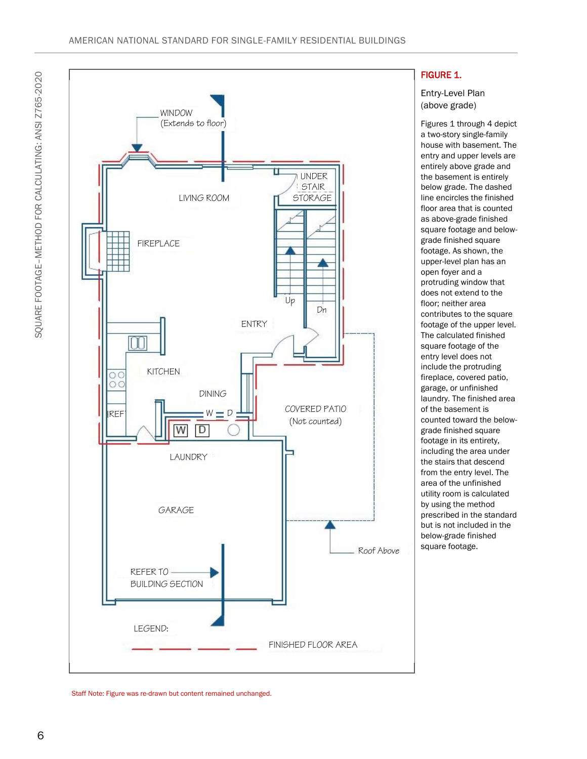WINDOW
(Extends to floor)

UNDER STAIR STORAGE

LIVING ROOM

FIREPLACE

Up

Dn

ENTRY

KITCHEN

DINING

REF

W D

COVERED PATIO
(Not counted)

LAUNDRY

GARAGE

Roof Above

REFER TO BUILDING SECTION

LEGEND:

FINISHED FLOOR AREA

**FIGURE 1.**

Entry-Level Plan (above grade)

Figures 1 through 4 depict a two-story single-family house with basement. The entry and upper levels are entirely above grade and the basement is entirely below grade. The dashed line encircles the finished floor area that is counted as above-grade finished square footage and below-grade finished square footage. As shown, the upper-level plan has an open foyer and a protruding window that does not extend to the floor; neither area contributes to the square footage of the upper level. The calculated finished square footage of the entry level does not include the protruding fireplace, covered patio, garage, or unfinished laundry. The finished area of the basement is counted toward the below-grade finished square footage in its entirety, including the area under the stairs that descend from the entry level. The area of the unfinished utility room is calculated by using the method prescribed in the standard but is not included in the below-grade finished square footage.

Staff Note: Figure was re-drawn but content remained unchanged.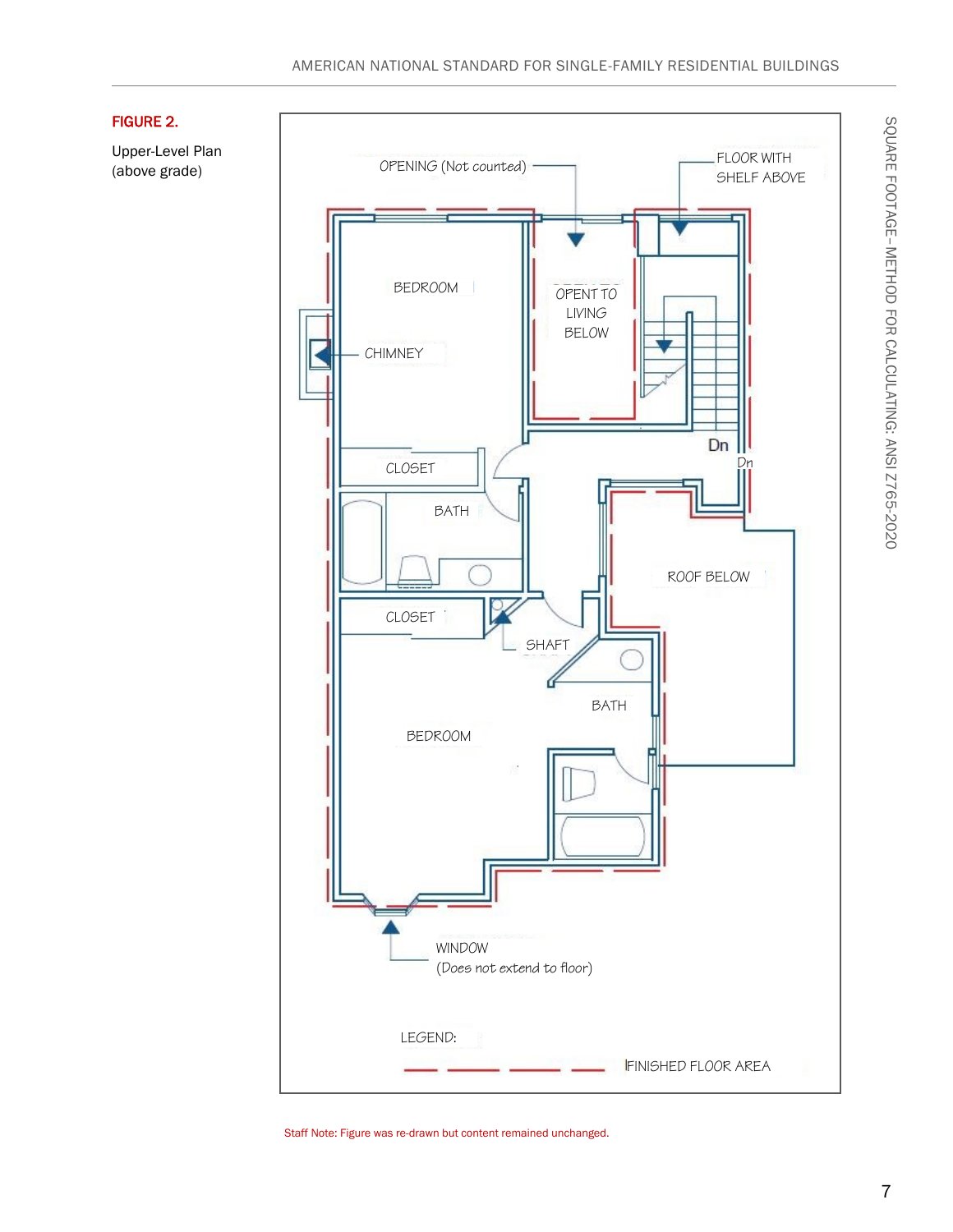**FIGURE 2.**

Upper-Level Plan (above grade)

OPENING (Not counted)

FLOOR WITH SHELF ABOVE

BEDROOM

OPENT TO LIVING BELOW

CHIMNEY

Dn

CLOSET

Dn

BATH

ROOF BELOW

CLOSET

SHAFT

BATH

BEDROOM

WINDOW (Does not extend to floor)

LEGEND:

FINISHED FLOOR AREA

Staff Note: Figure was re-drawn but content remained unchanged.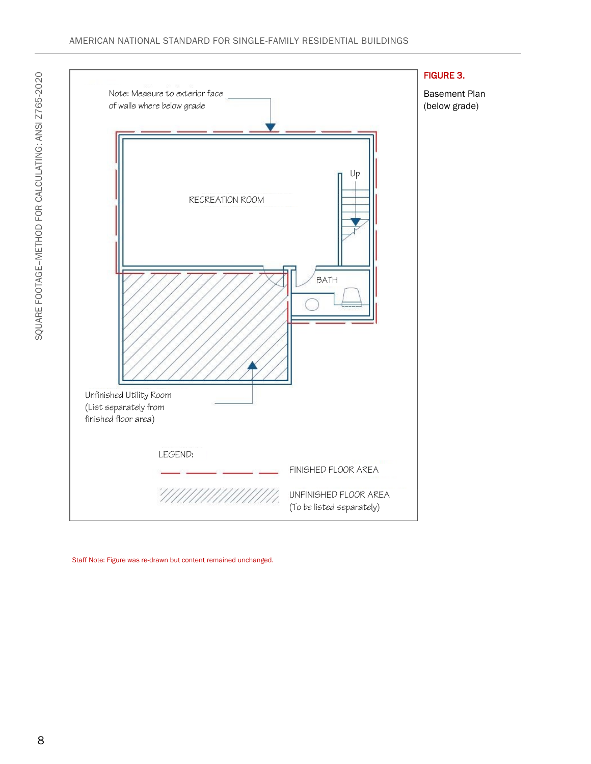Note: Measure to exterior face of walls where below grade

RECREATION ROOM

Up

BATH

Unfinished Utility Room (List separately from finished floor area)

LEGEND:

FINISHED FLOOR AREA

UNFINISHED FLOOR AREA (To be listed separately)

**FIGURE 3.**

Basement Plan (below grade)

Staff Note: Figure was re-drawn but content remained unchanged.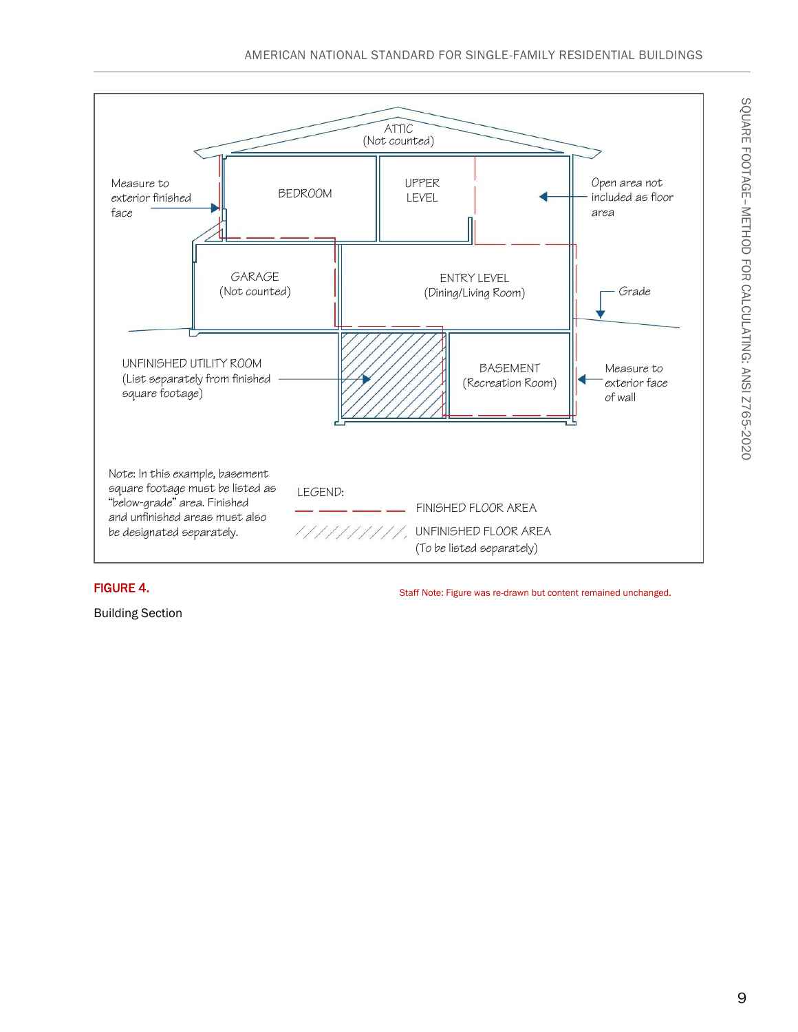ATTIC
(Not counted)

Measure to exterior finished face

BEDROOM

UPPER LEVEL

Open area not included as floor area

GARAGE
(Not counted)

ENTRY LEVEL
(Dining/Living Room)

Grade

UNFINISHED UTILITY ROOM
(List separately from finished square footage)

BASEMENT
(Recreation Room)

Measure to exterior face of wall

Note: In this example, basement square footage must be listed as "below-grade" area. Finished and unfinished areas must also be designated separately.

LEGEND:

— — — — FINISHED FLOOR AREA

////////// UNFINISHED FLOOR AREA
(To be listed separately)

**FIGURE 4.**

Building Section

Staff Note: Figure was re-drawn but content remained unchanged.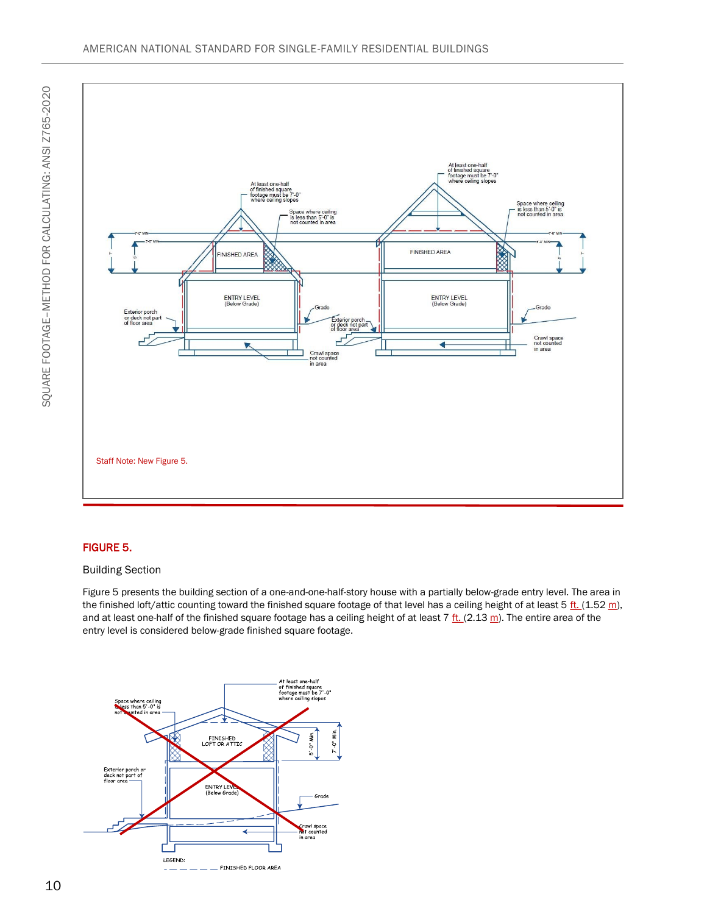Staff Note: New Figure 5.

## FIGURE 5.

Building Section

Figure 5 presents the building section of a one-and-one-half-story house with a partially below-grade entry level. The area in the finished loft/attic counting toward the finished square footage of that level has a ceiling height of at least 5 ft. (1.52 m), and at least one-half of the finished square footage has a ceiling height of at least 7 ft. (2.13 m). The entire area of the entry level is considered below-grade finished square footage.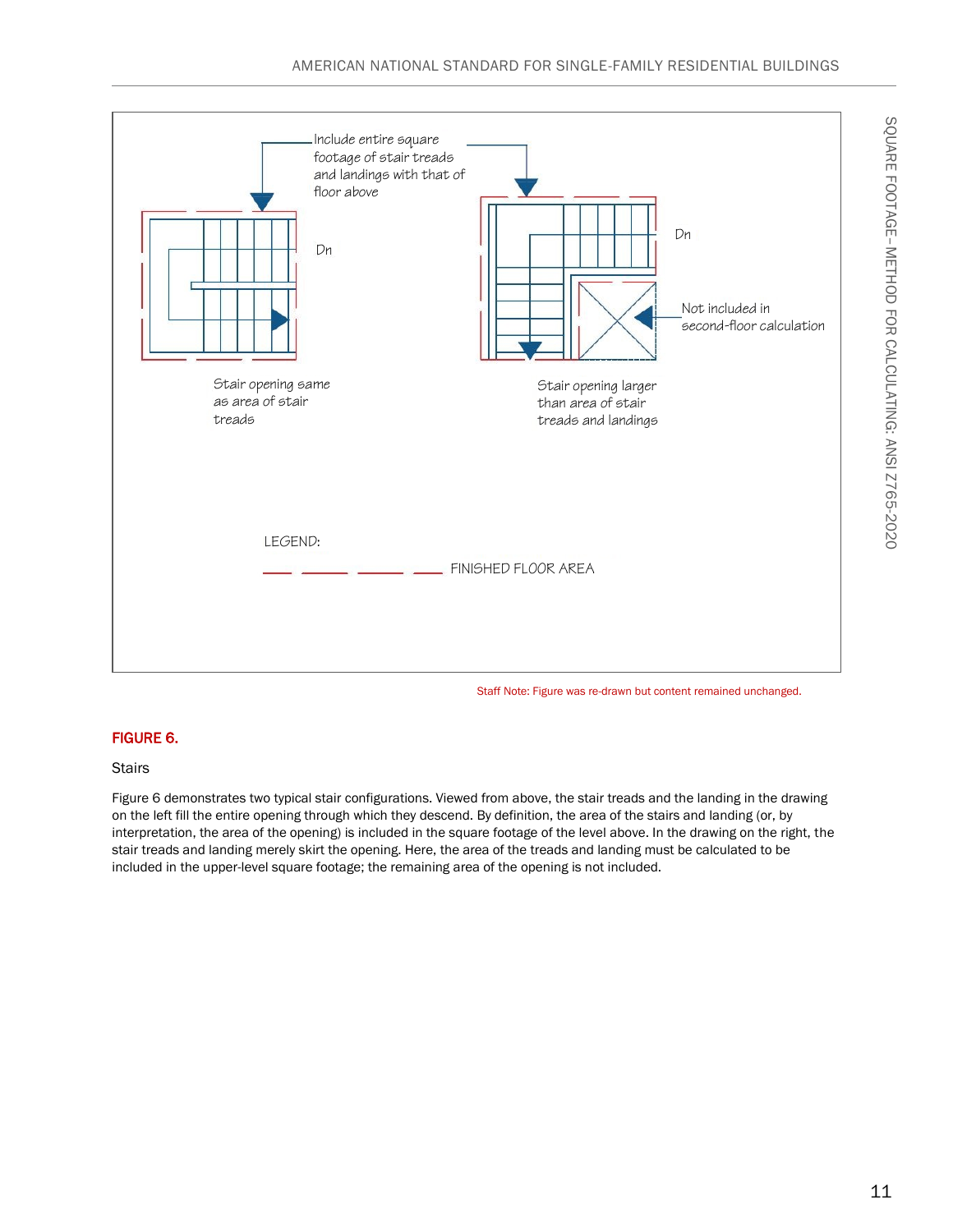Include entire square footage of stair treads and landings with that of floor above

Dn

Dn

Not included in second-floor calculation

Stair opening same as area of stair treads

Stair opening larger than area of stair treads and landings

LEGEND:

FINISHED FLOOR AREA

Staff Note: Figure was re-drawn but content remained unchanged.

**FIGURE 6.**

Stairs

Figure 6 demonstrates two typical stair configurations. Viewed from above, the stair treads and the landing in the drawing on the left fill the entire opening through which they descend. By definition, the area of the stairs and landing (or, by interpretation, the area of the opening) is included in the square footage of the level above. In the drawing on the right, the stair treads and landing merely skirt the opening. Here, the area of the treads and landing must be calculated to be included in the upper-level square footage; the remaining area of the opening is not included.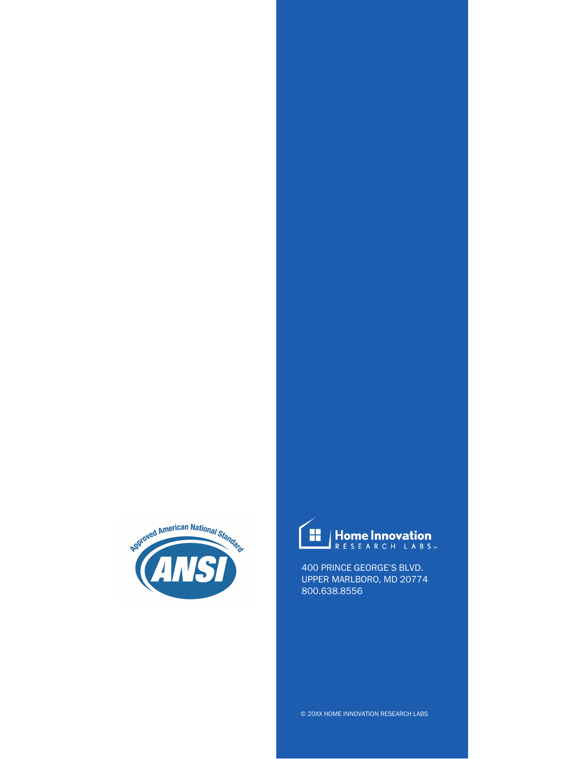Approved American National Standard

ANSI

Home Innovation
RESEARCH LABS

400 PRINCE GEORGE'S BLVD.
UPPER MARLBORO, MD 20774
800.638.8556

© 20XX HOME INNOVATION RESEARCH LABS